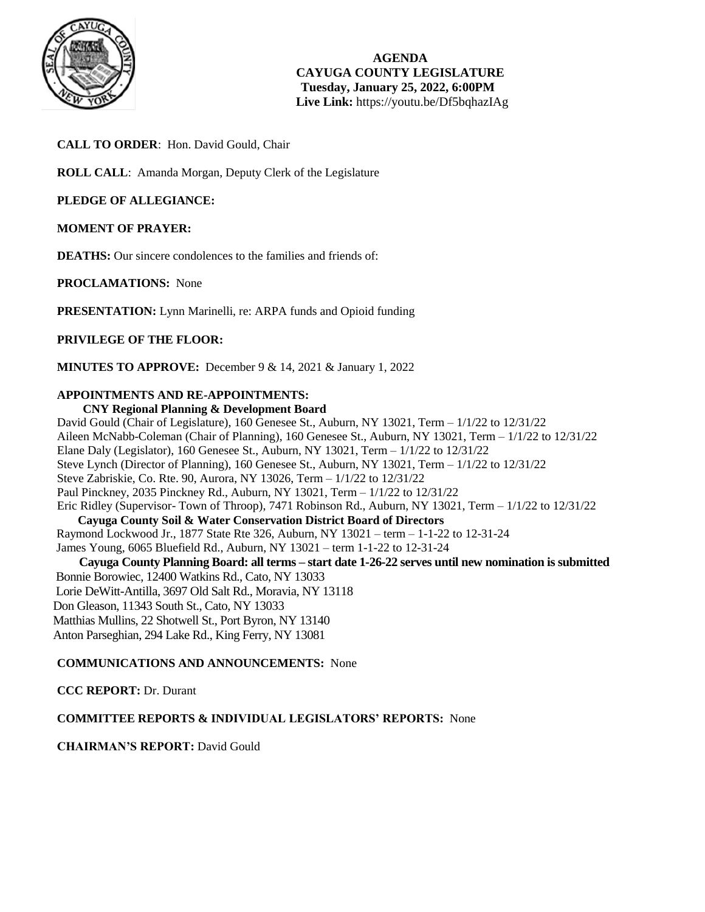**AGENDA**
**CAYUGA COUNTY LEGISLATURE**
**Tuesday, January 25, 2022, 6:00PM**
**Live Link:** https://youtu.be/Df5bqhazIAg

**CALL TO ORDER**: Hon. David Gould, Chair

**ROLL CALL**: Amanda Morgan, Deputy Clerk of the Legislature

**PLEDGE OF ALLEGIANCE:**

**MOMENT OF PRAYER:**

**DEATHS:** Our sincere condolences to the families and friends of:

**PROCLAMATIONS:** None

**PRESENTATION:** Lynn Marinelli, re: ARPA funds and Opioid funding

**PRIVILEGE OF THE FLOOR:**

**MINUTES TO APPROVE:** December 9 & 14, 2021 & January 1, 2022

**APPOINTMENTS AND RE-APPOINTMENTS:**

**CNY Regional Planning & Development Board**

David Gould (Chair of Legislature), 160 Genesee St., Auburn, NY 13021, Term – 1/1/22 to 12/31/22
Aileen McNabb-Coleman (Chair of Planning), 160 Genesee St., Auburn, NY 13021, Term – 1/1/22 to 12/31/22
Elane Daly (Legislator), 160 Genesee St., Auburn, NY 13021, Term – 1/1/22 to 12/31/22
Steve Lynch (Director of Planning), 160 Genesee St., Auburn, NY 13021, Term – 1/1/22 to 12/31/22
Steve Zabriskie, Co. Rte. 90, Aurora, NY 13026, Term – 1/1/22 to 12/31/22
Paul Pinckney, 2035 Pinckney Rd., Auburn, NY 13021, Term – 1/1/22 to 12/31/22
Eric Ridley (Supervisor- Town of Throop), 7471 Robinson Rd., Auburn, NY 13021, Term – 1/1/22 to 12/31/22

**Cayuga County Soil & Water Conservation District Board of Directors**

Raymond Lockwood Jr., 1877 State Rte 326, Auburn, NY 13021 – term – 1-1-22 to 12-31-24
James Young, 6065 Bluefield Rd., Auburn, NY 13021 – term 1-1-22 to 12-31-24

**Cayuga County Planning Board: all terms – start date 1-26-22 serves until new nomination is submitted**

Bonnie Borowiec, 12400 Watkins Rd., Cato, NY 13033
Lorie DeWitt-Antilla, 3697 Old Salt Rd., Moravia, NY 13118
Don Gleason, 11343 South St., Cato, NY 13033
Matthias Mullins, 22 Shotwell St., Port Byron, NY 13140
Anton Parseghian, 294 Lake Rd., King Ferry, NY 13081

**COMMUNICATIONS AND ANNOUNCEMENTS:** None

**CCC REPORT:** Dr. Durant

**COMMITTEE REPORTS & INDIVIDUAL LEGISLATORS' REPORTS:** None

**CHAIRMAN'S REPORT:** David Gould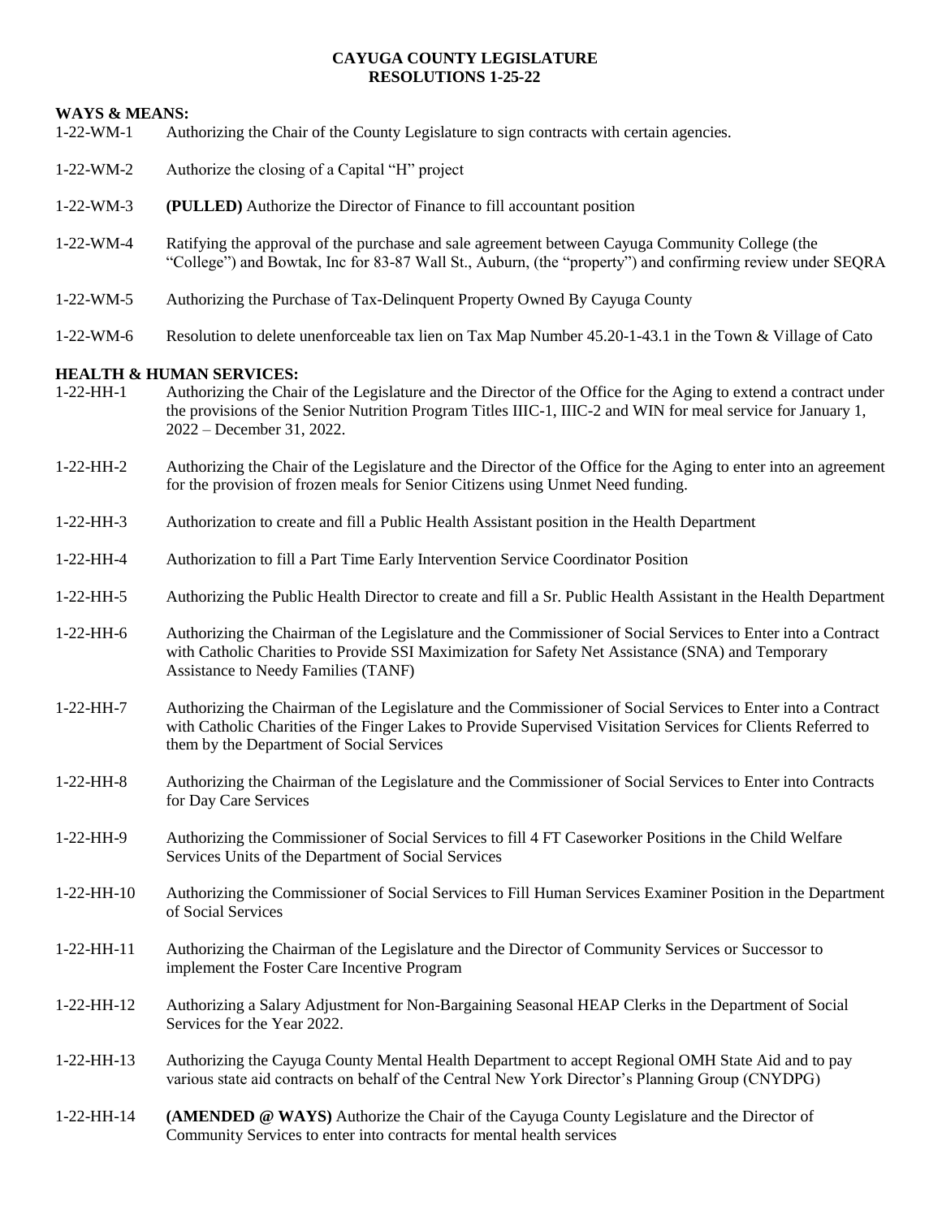# CAYUGA COUNTY LEGISLATURE
## RESOLUTIONS 1-25-22

**WAYS & MEANS:**

1-22-WM-1 Authorizing the Chair of the County Legislature to sign contracts with certain agencies.

1-22-WM-2 Authorize the closing of a Capital "H" project

1-22-WM-3 **(PULLED)** Authorize the Director of Finance to fill accountant position

1-22-WM-4 Ratifying the approval of the purchase and sale agreement between Cayuga Community College (the "College") and Bowtak, Inc for 83-87 Wall St., Auburn, (the "property") and confirming review under SEQRA

1-22-WM-5 Authorizing the Purchase of Tax-Delinquent Property Owned By Cayuga County

1-22-WM-6 Resolution to delete unenforceable tax lien on Tax Map Number 45.20-1-43.1 in the Town & Village of Cato

**HEALTH & HUMAN SERVICES:**

1-22-HH-1 Authorizing the Chair of the Legislature and the Director of the Office for the Aging to extend a contract under the provisions of the Senior Nutrition Program Titles IIIC-1, IIIC-2 and WIN for meal service for January 1, 2022 – December 31, 2022.

1-22-HH-2 Authorizing the Chair of the Legislature and the Director of the Office for the Aging to enter into an agreement for the provision of frozen meals for Senior Citizens using Unmet Need funding.

1-22-HH-3 Authorization to create and fill a Public Health Assistant position in the Health Department

1-22-HH-4 Authorization to fill a Part Time Early Intervention Service Coordinator Position

1-22-HH-5 Authorizing the Public Health Director to create and fill a Sr. Public Health Assistant in the Health Department

1-22-HH-6 Authorizing the Chairman of the Legislature and the Commissioner of Social Services to Enter into a Contract with Catholic Charities to Provide SSI Maximization for Safety Net Assistance (SNA) and Temporary Assistance to Needy Families (TANF)

1-22-HH-7 Authorizing the Chairman of the Legislature and the Commissioner of Social Services to Enter into a Contract with Catholic Charities of the Finger Lakes to Provide Supervised Visitation Services for Clients Referred to them by the Department of Social Services

1-22-HH-8 Authorizing the Chairman of the Legislature and the Commissioner of Social Services to Enter into Contracts for Day Care Services

1-22-HH-9 Authorizing the Commissioner of Social Services to fill 4 FT Caseworker Positions in the Child Welfare Services Units of the Department of Social Services

1-22-HH-10 Authorizing the Commissioner of Social Services to Fill Human Services Examiner Position in the Department of Social Services

1-22-HH-11 Authorizing the Chairman of the Legislature and the Director of Community Services or Successor to implement the Foster Care Incentive Program

1-22-HH-12 Authorizing a Salary Adjustment for Non-Bargaining Seasonal HEAP Clerks in the Department of Social Services for the Year 2022.

1-22-HH-13 Authorizing the Cayuga County Mental Health Department to accept Regional OMH State Aid and to pay various state aid contracts on behalf of the Central New York Director's Planning Group (CNYDPG)

1-22-HH-14 **(AMENDED @ WAYS)** Authorize the Chair of the Cayuga County Legislature and the Director of Community Services to enter into contracts for mental health services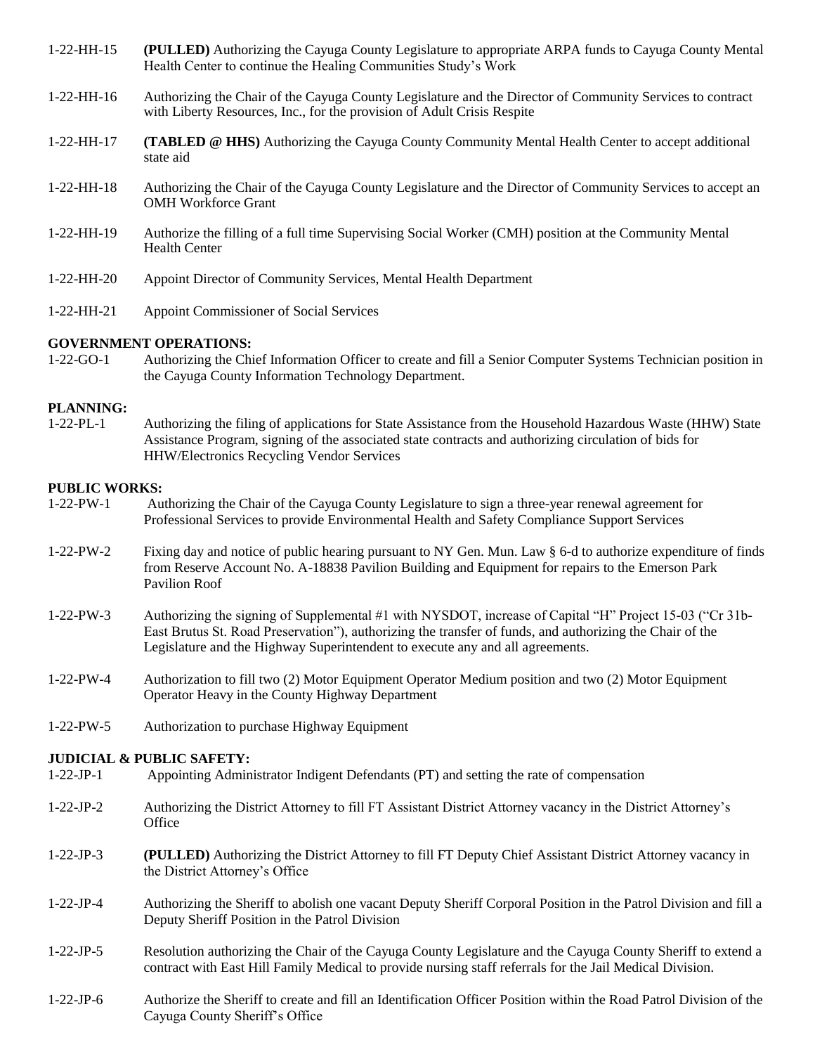1-22-HH-15 **(PULLED)** Authorizing the Cayuga County Legislature to appropriate ARPA funds to Cayuga County Mental Health Center to continue the Healing Communities Study's Work

1-22-HH-16 Authorizing the Chair of the Cayuga County Legislature and the Director of Community Services to contract with Liberty Resources, Inc., for the provision of Adult Crisis Respite

1-22-HH-17 **(TABLED @ HHS)** Authorizing the Cayuga County Community Mental Health Center to accept additional state aid

1-22-HH-18 Authorizing the Chair of the Cayuga County Legislature and the Director of Community Services to accept an OMH Workforce Grant

1-22-HH-19 Authorize the filling of a full time Supervising Social Worker (CMH) position at the Community Mental Health Center

1-22-HH-20 Appoint Director of Community Services, Mental Health Department

1-22-HH-21 Appoint Commissioner of Social Services

**GOVERNMENT OPERATIONS:**

1-22-GO-1 Authorizing the Chief Information Officer to create and fill a Senior Computer Systems Technician position in the Cayuga County Information Technology Department.

**PLANNING:**

1-22-PL-1 Authorizing the filing of applications for State Assistance from the Household Hazardous Waste (HHW) State Assistance Program, signing of the associated state contracts and authorizing circulation of bids for HHW/Electronics Recycling Vendor Services

**PUBLIC WORKS:**

1-22-PW-1 Authorizing the Chair of the Cayuga County Legislature to sign a three-year renewal agreement for Professional Services to provide Environmental Health and Safety Compliance Support Services

1-22-PW-2 Fixing day and notice of public hearing pursuant to NY Gen. Mun. Law § 6-d to authorize expenditure of finds from Reserve Account No. A-18838 Pavilion Building and Equipment for repairs to the Emerson Park Pavilion Roof

1-22-PW-3 Authorizing the signing of Supplemental #1 with NYSDOT, increase of Capital "H" Project 15-03 ("Cr 31b-East Brutus St. Road Preservation"), authorizing the transfer of funds, and authorizing the Chair of the Legislature and the Highway Superintendent to execute any and all agreements.

1-22-PW-4 Authorization to fill two (2) Motor Equipment Operator Medium position and two (2) Motor Equipment Operator Heavy in the County Highway Department

1-22-PW-5 Authorization to purchase Highway Equipment

**JUDICIAL & PUBLIC SAFETY:**

1-22-JP-1 Appointing Administrator Indigent Defendants (PT) and setting the rate of compensation

1-22-JP-2 Authorizing the District Attorney to fill FT Assistant District Attorney vacancy in the District Attorney's Office

1-22-JP-3 **(PULLED)** Authorizing the District Attorney to fill FT Deputy Chief Assistant District Attorney vacancy in the District Attorney's Office

1-22-JP-4 Authorizing the Sheriff to abolish one vacant Deputy Sheriff Corporal Position in the Patrol Division and fill a Deputy Sheriff Position in the Patrol Division

1-22-JP-5 Resolution authorizing the Chair of the Cayuga County Legislature and the Cayuga County Sheriff to extend a contract with East Hill Family Medical to provide nursing staff referrals for the Jail Medical Division.

1-22-JP-6 Authorize the Sheriff to create and fill an Identification Officer Position within the Road Patrol Division of the Cayuga County Sheriff's Office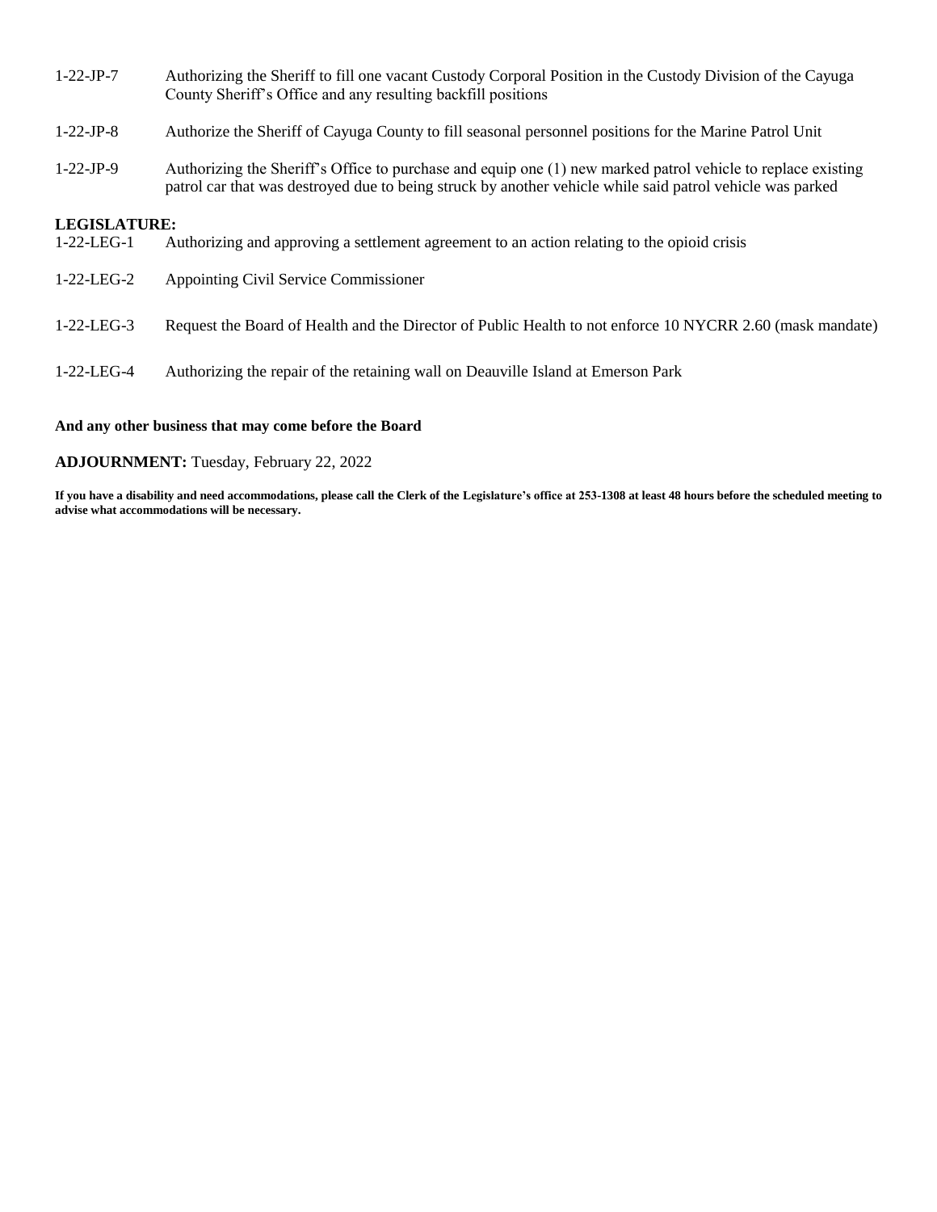1-22-JP-7 Authorizing the Sheriff to fill one vacant Custody Corporal Position in the Custody Division of the Cayuga County Sheriff's Office and any resulting backfill positions

1-22-JP-8 Authorize the Sheriff of Cayuga County to fill seasonal personnel positions for the Marine Patrol Unit

1-22-JP-9 Authorizing the Sheriff's Office to purchase and equip one (1) new marked patrol vehicle to replace existing patrol car that was destroyed due to being struck by another vehicle while said patrol vehicle was parked

**LEGISLATURE:**

1-22-LEG-1 Authorizing and approving a settlement agreement to an action relating to the opioid crisis

1-22-LEG-2 Appointing Civil Service Commissioner

1-22-LEG-3 Request the Board of Health and the Director of Public Health to not enforce 10 NYCRR 2.60 (mask mandate)

1-22-LEG-4 Authorizing the repair of the retaining wall on Deauville Island at Emerson Park

**And any other business that may come before the Board**

**ADJOURNMENT:** Tuesday, February 22, 2022

**If you have a disability and need accommodations, please call the Clerk of the Legislature's office at 253-1308 at least 48 hours before the scheduled meeting to advise what accommodations will be necessary.**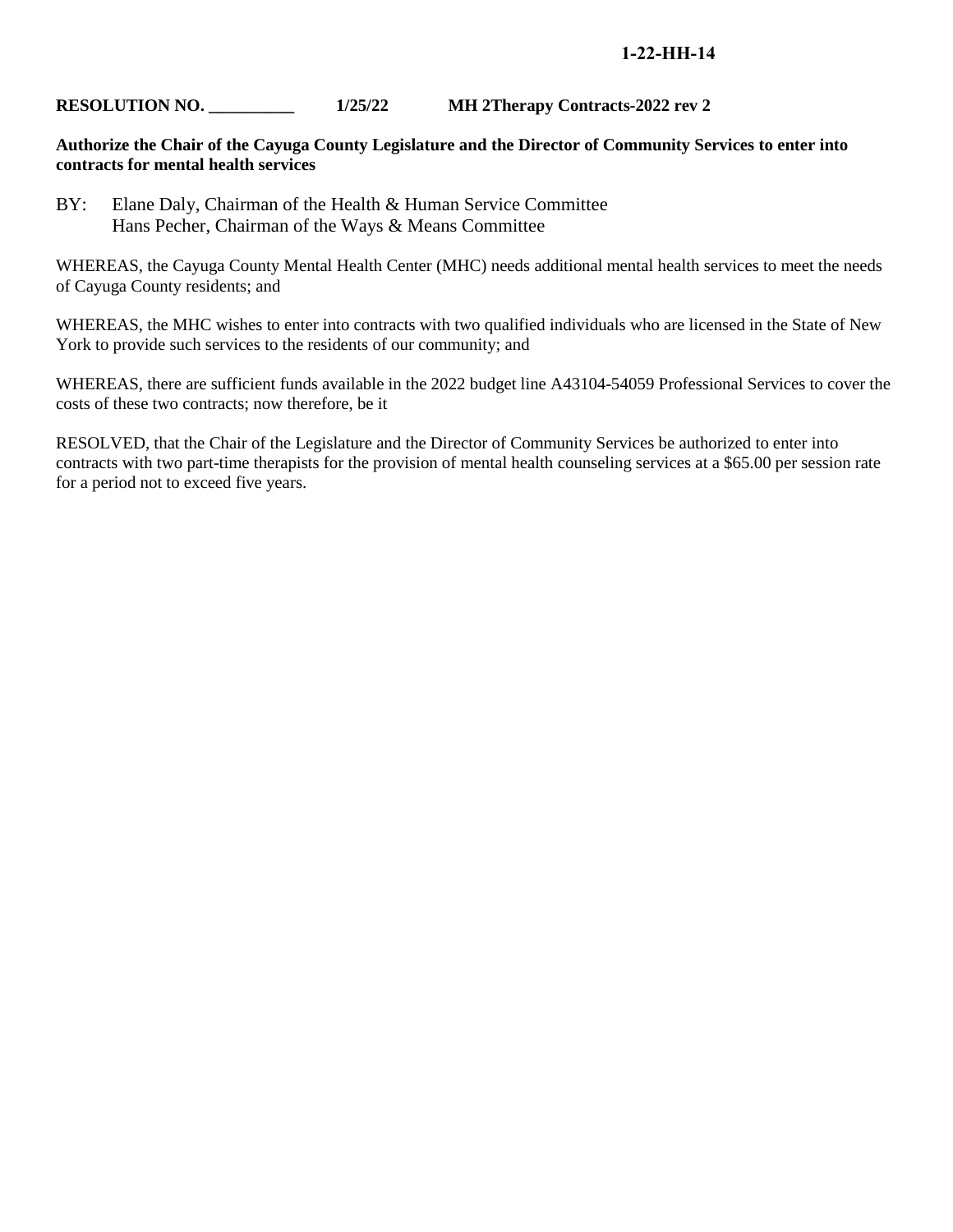**1-22-HH-14**

**RESOLUTION NO. __________ 1/25/22 MH 2Therapy Contracts-2022 rev 2**

**Authorize the Chair of the Cayuga County Legislature and the Director of Community Services to enter into contracts for mental health services**

BY: Elane Daly, Chairman of the Health & Human Service Committee
Hans Pecher, Chairman of the Ways & Means Committee

WHEREAS, the Cayuga County Mental Health Center (MHC) needs additional mental health services to meet the needs of Cayuga County residents; and

WHEREAS, the MHC wishes to enter into contracts with two qualified individuals who are licensed in the State of New York to provide such services to the residents of our community; and

WHEREAS, there are sufficient funds available in the 2022 budget line A43104-54059 Professional Services to cover the costs of these two contracts; now therefore, be it

RESOLVED, that the Chair of the Legislature and the Director of Community Services be authorized to enter into contracts with two part-time therapists for the provision of mental health counseling services at a $65.00 per session rate for a period not to exceed five years.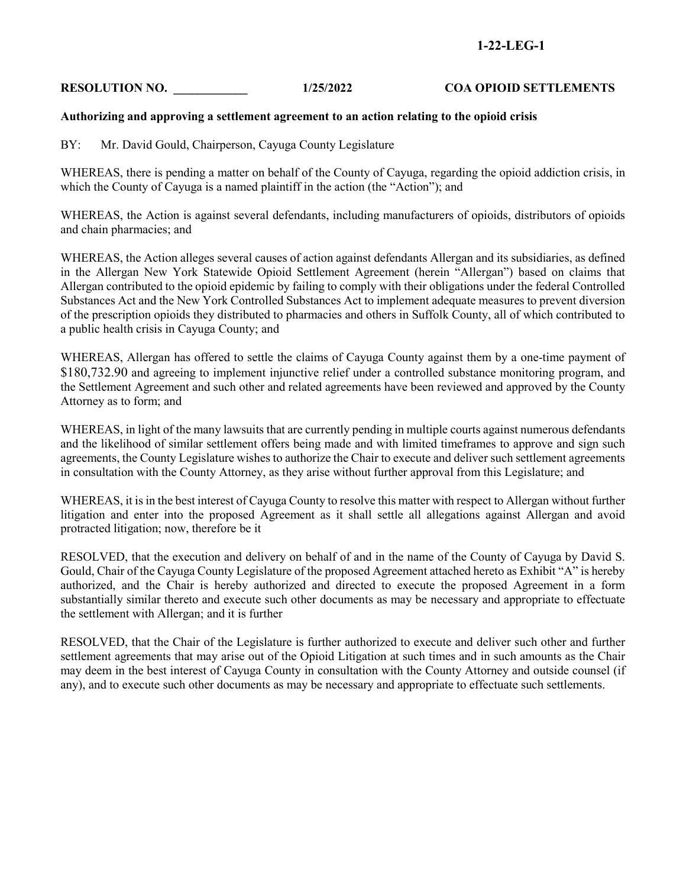**1-22-LEG-1**

**RESOLUTION NO. \_\_\_\_\_\_\_\_\_\_\_\_ 1/25/2022 COA OPIOID SETTLEMENTS**

**Authorizing and approving a settlement agreement to an action relating to the opioid crisis**

BY: Mr. David Gould, Chairperson, Cayuga County Legislature

WHEREAS, there is pending a matter on behalf of the County of Cayuga, regarding the opioid addiction crisis, in which the County of Cayuga is a named plaintiff in the action (the "Action"); and

WHEREAS, the Action is against several defendants, including manufacturers of opioids, distributors of opioids and chain pharmacies; and

WHEREAS, the Action alleges several causes of action against defendants Allergan and its subsidiaries, as defined in the Allergan New York Statewide Opioid Settlement Agreement (herein "Allergan") based on claims that Allergan contributed to the opioid epidemic by failing to comply with their obligations under the federal Controlled Substances Act and the New York Controlled Substances Act to implement adequate measures to prevent diversion of the prescription opioids they distributed to pharmacies and others in Suffolk County, all of which contributed to a public health crisis in Cayuga County; and

WHEREAS, Allergan has offered to settle the claims of Cayuga County against them by a one-time payment of $180,732.90 and agreeing to implement injunctive relief under a controlled substance monitoring program, and the Settlement Agreement and such other and related agreements have been reviewed and approved by the County Attorney as to form; and

WHEREAS, in light of the many lawsuits that are currently pending in multiple courts against numerous defendants and the likelihood of similar settlement offers being made and with limited timeframes to approve and sign such agreements, the County Legislature wishes to authorize the Chair to execute and deliver such settlement agreements in consultation with the County Attorney, as they arise without further approval from this Legislature; and

WHEREAS, it is in the best interest of Cayuga County to resolve this matter with respect to Allergan without further litigation and enter into the proposed Agreement as it shall settle all allegations against Allergan and avoid protracted litigation; now, therefore be it

RESOLVED, that the execution and delivery on behalf of and in the name of the County of Cayuga by David S. Gould, Chair of the Cayuga County Legislature of the proposed Agreement attached hereto as Exhibit "A" is hereby authorized, and the Chair is hereby authorized and directed to execute the proposed Agreement in a form substantially similar thereto and execute such other documents as may be necessary and appropriate to effectuate the settlement with Allergan; and it is further

RESOLVED, that the Chair of the Legislature is further authorized to execute and deliver such other and further settlement agreements that may arise out of the Opioid Litigation at such times and in such amounts as the Chair may deem in the best interest of Cayuga County in consultation with the County Attorney and outside counsel (if any), and to execute such other documents as may be necessary and appropriate to effectuate such settlements.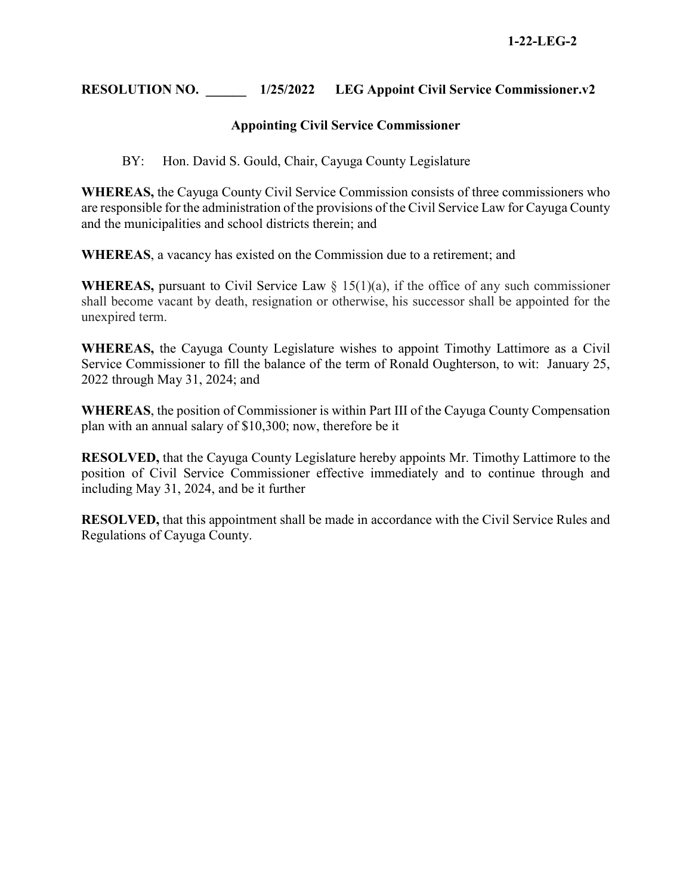**1-22-LEG-2**

**RESOLUTION NO. ______ 1/25/2022 LEG Appoint Civil Service Commissioner.v2**

**Appointing Civil Service Commissioner**

BY: Hon. David S. Gould, Chair, Cayuga County Legislature

**WHEREAS,** the Cayuga County Civil Service Commission consists of three commissioners who are responsible for the administration of the provisions of the Civil Service Law for Cayuga County and the municipalities and school districts therein; and

**WHEREAS**, a vacancy has existed on the Commission due to a retirement; and

**WHEREAS,** pursuant to Civil Service Law § 15(1)(a), if the office of any such commissioner shall become vacant by death, resignation or otherwise, his successor shall be appointed for the unexpired term.

**WHEREAS,** the Cayuga County Legislature wishes to appoint Timothy Lattimore as a Civil Service Commissioner to fill the balance of the term of Ronald Oughterson, to wit: January 25, 2022 through May 31, 2024; and

**WHEREAS**, the position of Commissioner is within Part III of the Cayuga County Compensation plan with an annual salary of $10,300; now, therefore be it

**RESOLVED,** that the Cayuga County Legislature hereby appoints Mr. Timothy Lattimore to the position of Civil Service Commissioner effective immediately and to continue through and including May 31, 2024, and be it further

**RESOLVED,** that this appointment shall be made in accordance with the Civil Service Rules and Regulations of Cayuga County.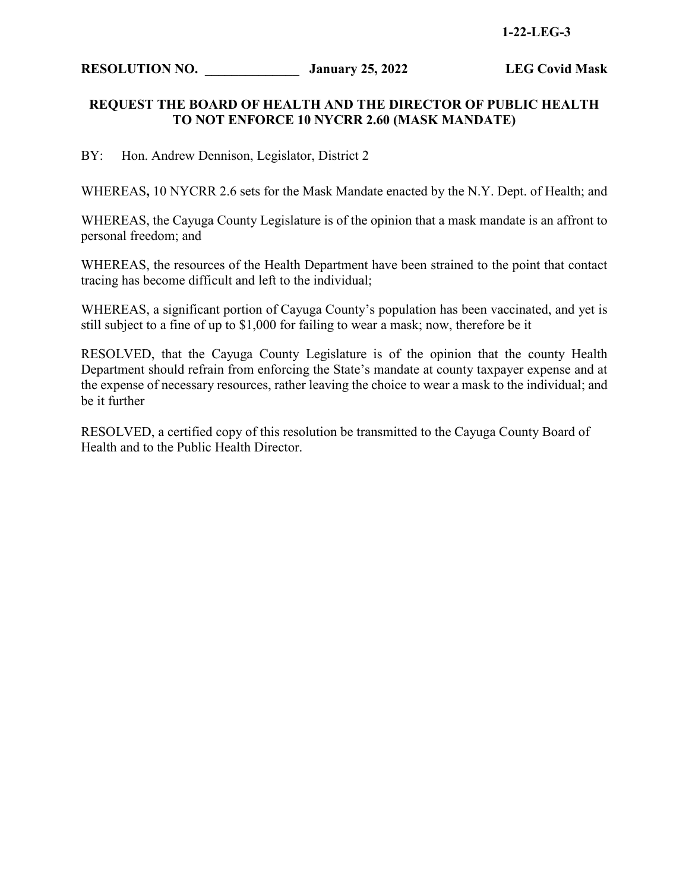**1-22-LEG-3**

**RESOLUTION NO. ______________ January 25, 2022 LEG Covid Mask**

**REQUEST THE BOARD OF HEALTH AND THE DIRECTOR OF PUBLIC HEALTH TO NOT ENFORCE 10 NYCRR 2.60 (MASK MANDATE)**

BY: Hon. Andrew Dennison, Legislator, District 2

WHEREAS**,** 10 NYCRR 2.6 sets for the Mask Mandate enacted by the N.Y. Dept. of Health; and

WHEREAS, the Cayuga County Legislature is of the opinion that a mask mandate is an affront to personal freedom; and

WHEREAS, the resources of the Health Department have been strained to the point that contact tracing has become difficult and left to the individual;

WHEREAS, a significant portion of Cayuga County's population has been vaccinated, and yet is still subject to a fine of up to $1,000 for failing to wear a mask; now, therefore be it

RESOLVED, that the Cayuga County Legislature is of the opinion that the county Health Department should refrain from enforcing the State's mandate at county taxpayer expense and at the expense of necessary resources, rather leaving the choice to wear a mask to the individual; and be it further

RESOLVED, a certified copy of this resolution be transmitted to the Cayuga County Board of Health and to the Public Health Director.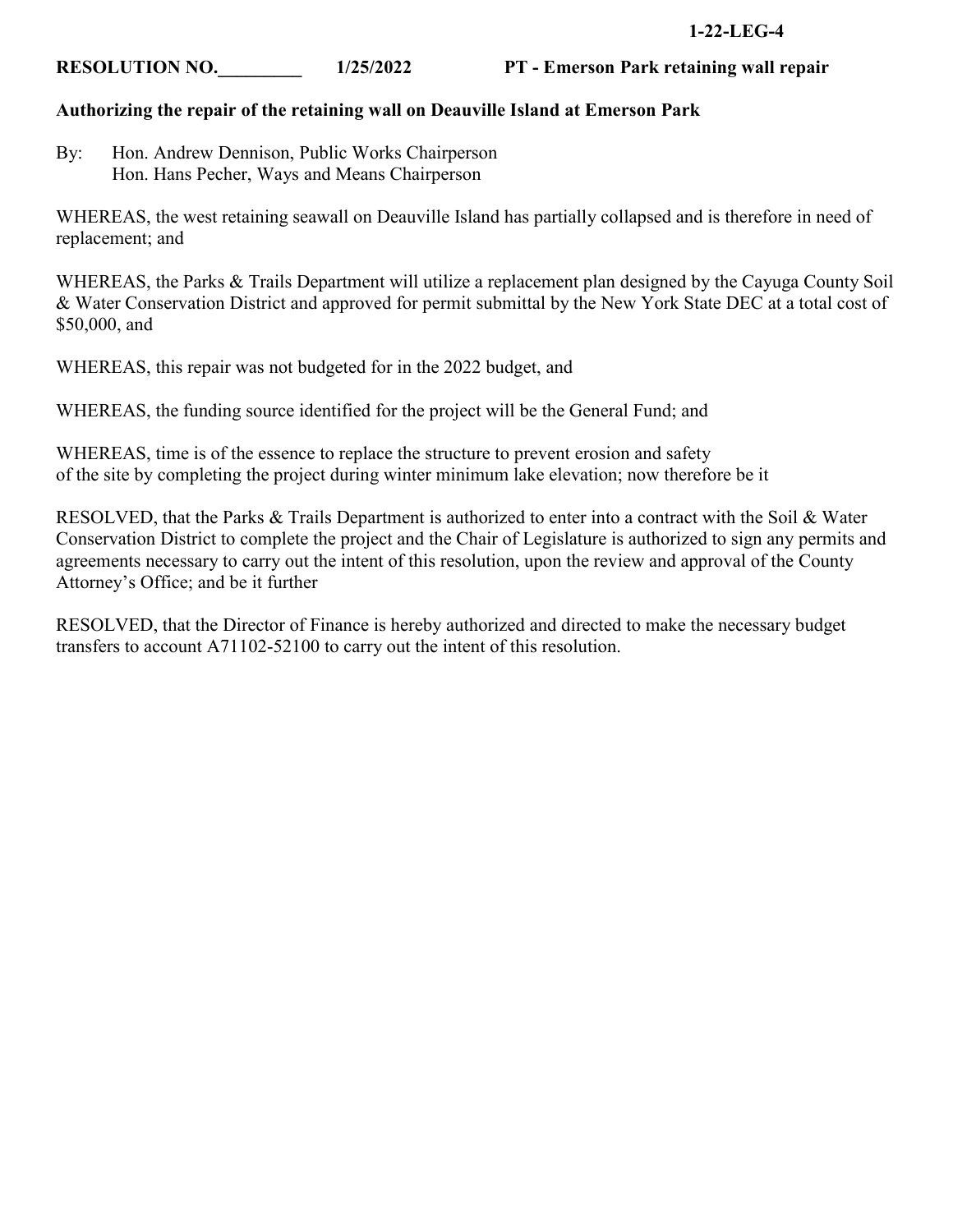**1-22-LEG-4**

**RESOLUTION NO.\_\_\_\_\_\_\_\_\_ 1/25/2022 PT - Emerson Park retaining wall repair**

**Authorizing the repair of the retaining wall on Deauville Island at Emerson Park**

By: Hon. Andrew Dennison, Public Works Chairperson
Hon. Hans Pecher, Ways and Means Chairperson

WHEREAS, the west retaining seawall on Deauville Island has partially collapsed and is therefore in need of replacement; and

WHEREAS, the Parks & Trails Department will utilize a replacement plan designed by the Cayuga County Soil & Water Conservation District and approved for permit submittal by the New York State DEC at a total cost of $50,000, and

WHEREAS, this repair was not budgeted for in the 2022 budget, and

WHEREAS, the funding source identified for the project will be the General Fund; and

WHEREAS, time is of the essence to replace the structure to prevent erosion and safety of the site by completing the project during winter minimum lake elevation; now therefore be it

RESOLVED, that the Parks & Trails Department is authorized to enter into a contract with the Soil & Water Conservation District to complete the project and the Chair of Legislature is authorized to sign any permits and agreements necessary to carry out the intent of this resolution, upon the review and approval of the County Attorney's Office; and be it further

RESOLVED, that the Director of Finance is hereby authorized and directed to make the necessary budget transfers to account A71102-52100 to carry out the intent of this resolution.